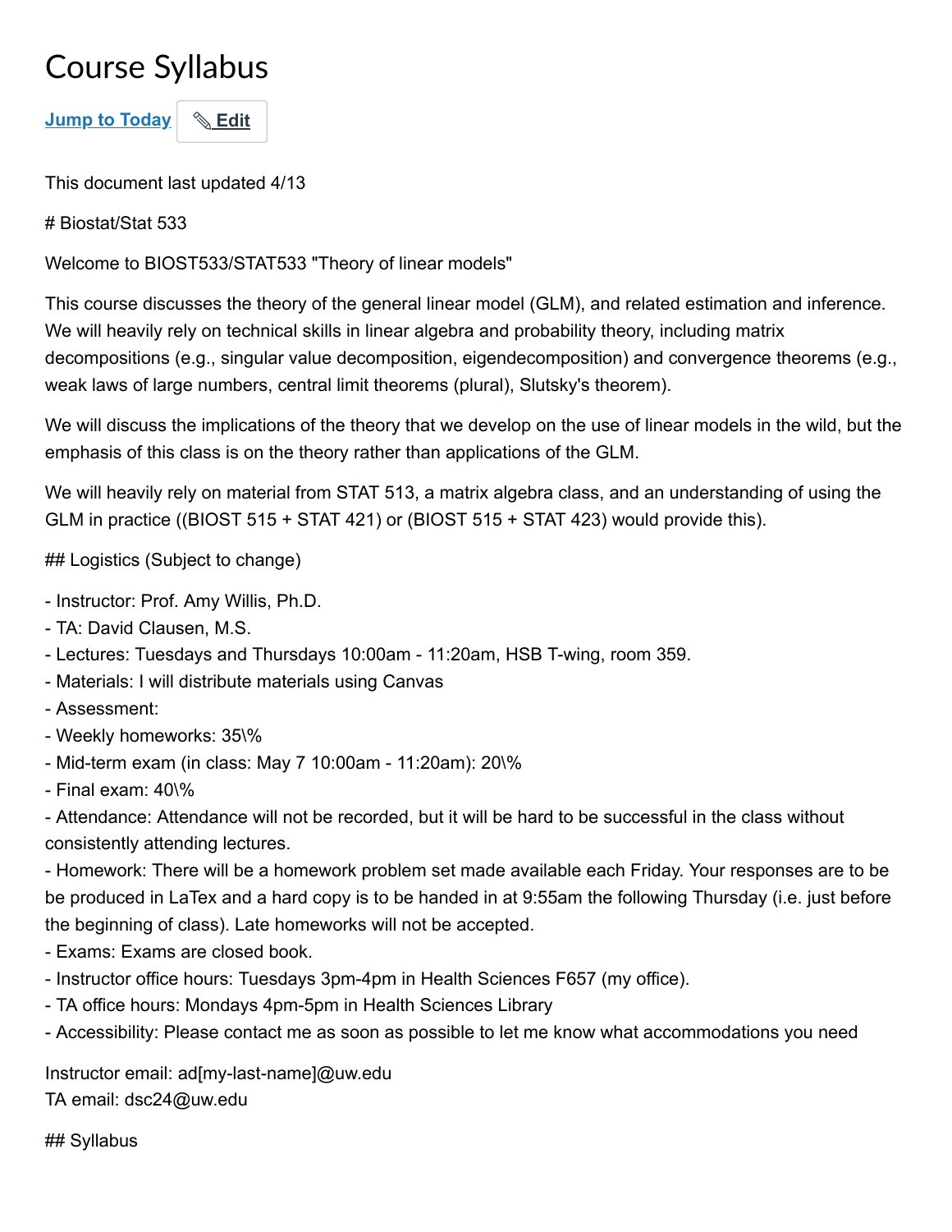# Course Syllabus

Jump to Today Edit

This document last updated 4/13

# Biostat/Stat 533

Welcome to BIOST533/STAT533 "Theory of linear models"

This course discusses the theory of the general linear model (GLM), and related estimation and inference. We will heavily rely on technical skills in linear algebra and probability theory, including matrix decompositions (e.g., singular value decomposition, eigendecomposition) and convergence theorems (e.g., weak laws of large numbers, central limit theorems (plural), Slutsky's theorem).

We will discuss the implications of the theory that we develop on the use of linear models in the wild, but the emphasis of this class is on the theory rather than applications of the GLM.

We will heavily rely on material from STAT 513, a matrix algebra class, and an understanding of using the GLM in practice ((BIOST 515 + STAT 421) or (BIOST 515 + STAT 423) would provide this).

## Logistics (Subject to change)

- Instructor: Prof. Amy Willis, Ph.D.
- TA: David Clausen, M.S.
- Lectures: Tuesdays and Thursdays 10:00am - 11:20am, HSB T-wing, room 359.
- Materials: I will distribute materials using Canvas
- Assessment:
- Weekly homeworks: 35\%
- Mid-term exam (in class: May 7 10:00am - 11:20am): 20\%
- Final exam: 40\%
- Attendance: Attendance will not be recorded, but it will be hard to be successful in the class without consistently attending lectures.
- Homework: There will be a homework problem set made available each Friday. Your responses are to be be produced in LaTex and a hard copy is to be handed in at 9:55am the following Thursday (i.e. just before the beginning of class). Late homeworks will not be accepted.
- Exams: Exams are closed book.
- Instructor office hours: Tuesdays 3pm-4pm in Health Sciences F657 (my office).
- TA office hours: Mondays 4pm-5pm in Health Sciences Library
- Accessibility: Please contact me as soon as possible to let me know what accommodations you need

Instructor email: ad[my-last-name]@uw.edu
TA email: dsc24@uw.edu

## Syllabus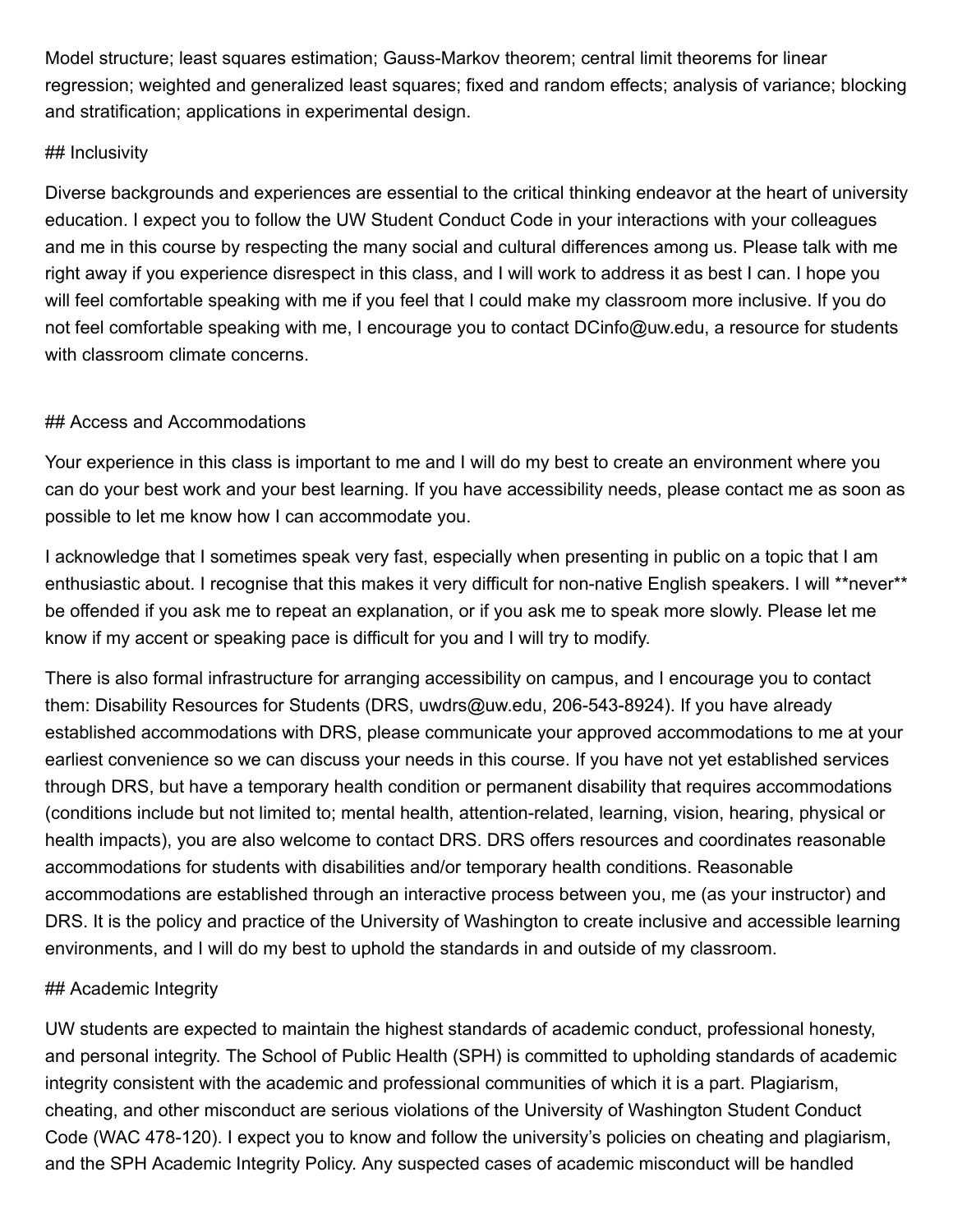Model structure; least squares estimation; Gauss-Markov theorem; central limit theorems for linear regression; weighted and generalized least squares; fixed and random effects; analysis of variance; blocking and stratification; applications in experimental design.

## Inclusivity

Diverse backgrounds and experiences are essential to the critical thinking endeavor at the heart of university education. I expect you to follow the UW Student Conduct Code in your interactions with your colleagues and me in this course by respecting the many social and cultural differences among us. Please talk with me right away if you experience disrespect in this class, and I will work to address it as best I can. I hope you will feel comfortable speaking with me if you feel that I could make my classroom more inclusive. If you do not feel comfortable speaking with me, I encourage you to contact DCinfo@uw.edu, a resource for students with classroom climate concerns.

## Access and Accommodations

Your experience in this class is important to me and I will do my best to create an environment where you can do your best work and your best learning. If you have accessibility needs, please contact me as soon as possible to let me know how I can accommodate you.

I acknowledge that I sometimes speak very fast, especially when presenting in public on a topic that I am enthusiastic about. I recognise that this makes it very difficult for non-native English speakers. I will **never** be offended if you ask me to repeat an explanation, or if you ask me to speak more slowly. Please let me know if my accent or speaking pace is difficult for you and I will try to modify.

There is also formal infrastructure for arranging accessibility on campus, and I encourage you to contact them: Disability Resources for Students (DRS, uwdrs@uw.edu, 206-543-8924). If you have already established accommodations with DRS, please communicate your approved accommodations to me at your earliest convenience so we can discuss your needs in this course. If you have not yet established services through DRS, but have a temporary health condition or permanent disability that requires accommodations (conditions include but not limited to; mental health, attention-related, learning, vision, hearing, physical or health impacts), you are also welcome to contact DRS. DRS offers resources and coordinates reasonable accommodations for students with disabilities and/or temporary health conditions. Reasonable accommodations are established through an interactive process between you, me (as your instructor) and DRS. It is the policy and practice of the University of Washington to create inclusive and accessible learning environments, and I will do my best to uphold the standards in and outside of my classroom.

## Academic Integrity

UW students are expected to maintain the highest standards of academic conduct, professional honesty, and personal integrity. The School of Public Health (SPH) is committed to upholding standards of academic integrity consistent with the academic and professional communities of which it is a part. Plagiarism, cheating, and other misconduct are serious violations of the University of Washington Student Conduct Code (WAC 478-120). I expect you to know and follow the university's policies on cheating and plagiarism, and the SPH Academic Integrity Policy. Any suspected cases of academic misconduct will be handled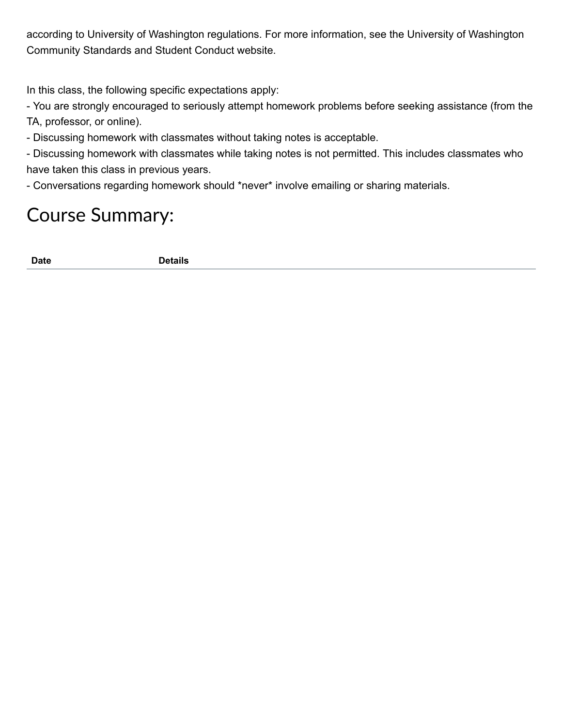according to University of Washington regulations. For more information, see the University of Washington Community Standards and Student Conduct website.

In this class, the following specific expectations apply:

- You are strongly encouraged to seriously attempt homework problems before seeking assistance (from the TA, professor, or online).
- Discussing homework with classmates without taking notes is acceptable.
- Discussing homework with classmates while taking notes is not permitted. This includes classmates who have taken this class in previous years.
- Conversations regarding homework should *never* involve emailing or sharing materials.

# Course Summary:

| Date | Details |
|---|---|